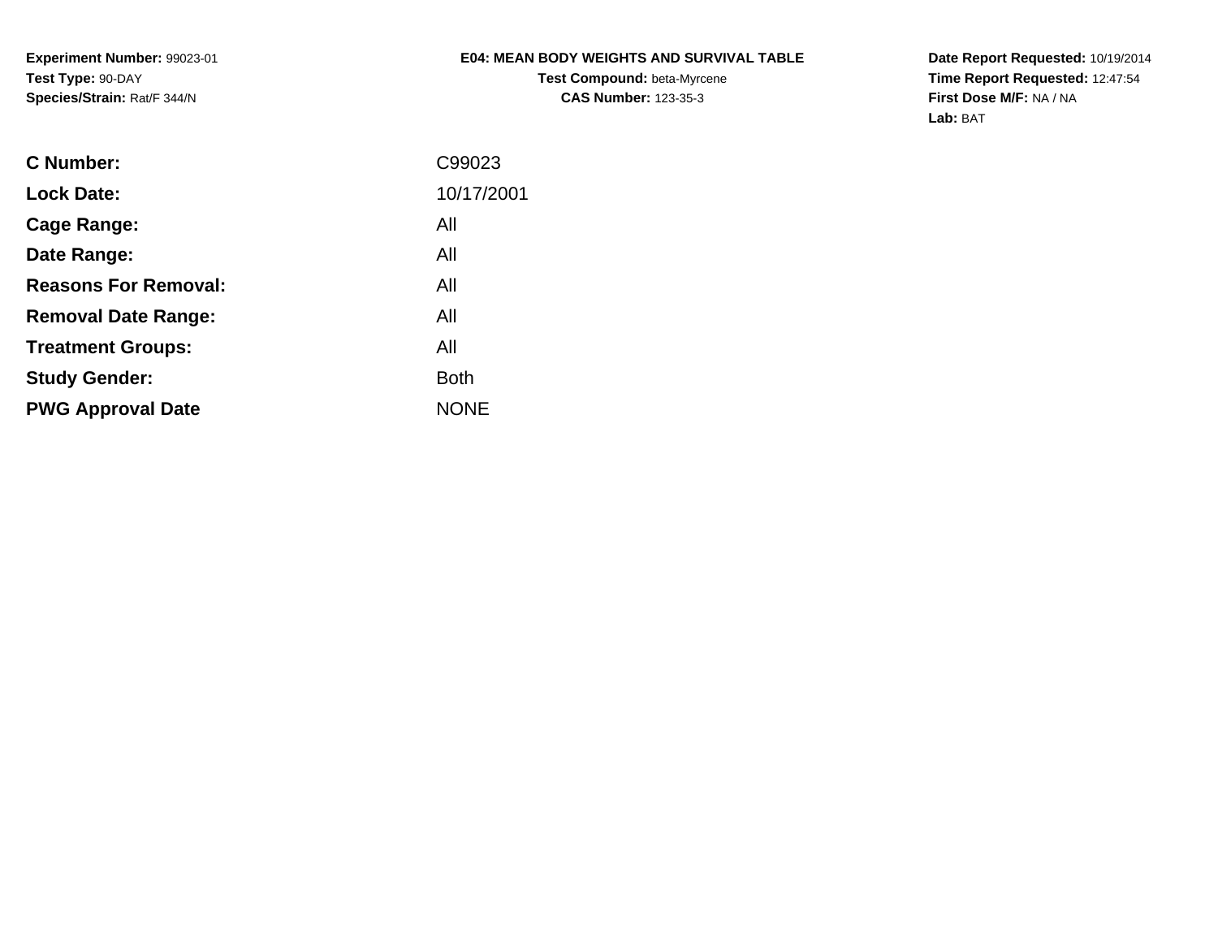**Experiment Number:** 99023-01
**Test Type:** 90-DAY
**Species/Strain:** Rat/F 344/N

**E04: MEAN BODY WEIGHTS AND SURVIVAL TABLE**
**Test Compound:** beta-Myrcene
**CAS Number:** 123-35-3

**Date Report Requested:** 10/19/2014
**Time Report Requested:** 12:47:54
**First Dose M/F:** NA / NA
**Lab:** BAT

| | |
|---|---|
| **C Number:** | C99023 |
| **Lock Date:** | 10/17/2001 |
| **Cage Range:** | All |
| **Date Range:** | All |
| **Reasons For Removal:** | All |
| **Removal Date Range:** | All |
| **Treatment Groups:** | All |
| **Study Gender:** | Both |
| **PWG Approval Date** | NONE |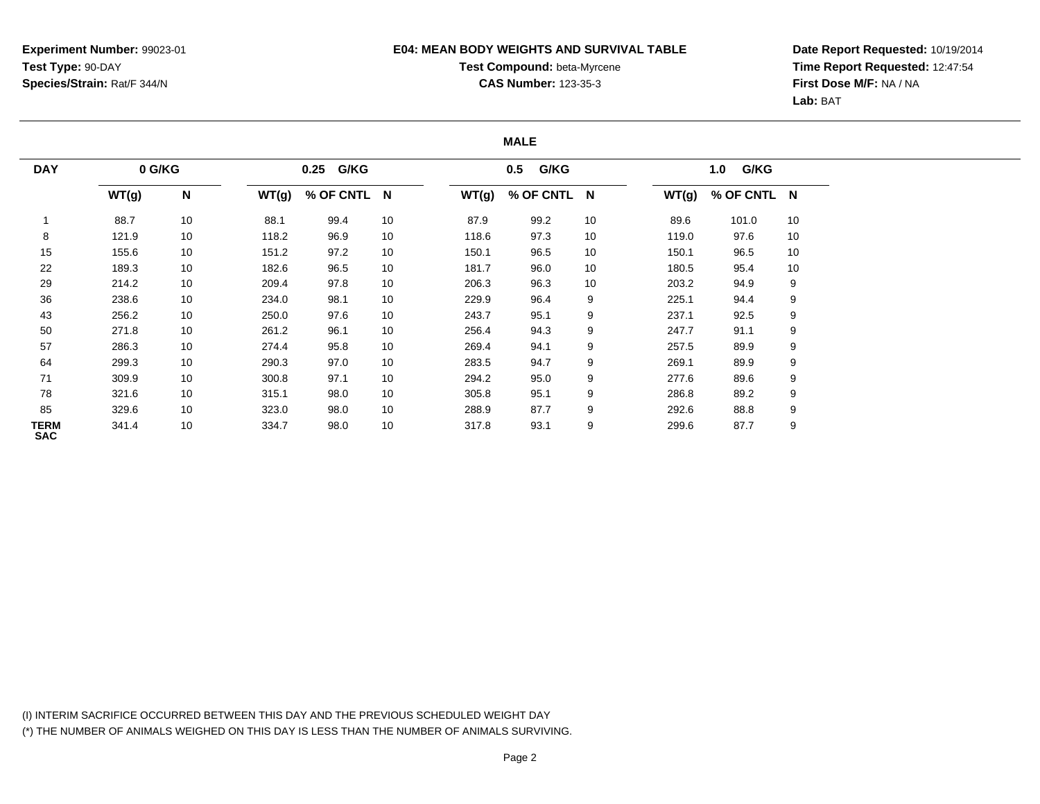**Experiment Number:** 99023-01
**Test Type:** 90-DAY
**Species/Strain:** Rat/F 344/N

**E04: MEAN BODY WEIGHTS AND SURVIVAL TABLE**
**Test Compound:** beta-Myrcene
**CAS Number:** 123-35-3

**Date Report Requested:** 10/19/2014
**Time Report Requested:** 12:47:54
**First Dose M/F:** NA / NA
**Lab:** BAT

**MALE**

| DAY | 0 G/KG | | 0.25 G/KG | | | 0.5 G/KG | | | 1.0 G/KG | | |
|---|---|---|---|---|---|---|---|---|---|---|---|
| | WT(g) | N | WT(g) | % OF CNTL | N | WT(g) | % OF CNTL | N | WT(g) | % OF CNTL | N |
| 1 | 88.7 | 10 | 88.1 | 99.4 | 10 | 87.9 | 99.2 | 10 | 89.6 | 101.0 | 10 |
| 8 | 121.9 | 10 | 118.2 | 96.9 | 10 | 118.6 | 97.3 | 10 | 119.0 | 97.6 | 10 |
| 15 | 155.6 | 10 | 151.2 | 97.2 | 10 | 150.1 | 96.5 | 10 | 150.1 | 96.5 | 10 |
| 22 | 189.3 | 10 | 182.6 | 96.5 | 10 | 181.7 | 96.0 | 10 | 180.5 | 95.4 | 10 |
| 29 | 214.2 | 10 | 209.4 | 97.8 | 10 | 206.3 | 96.3 | 10 | 203.2 | 94.9 | 9 |
| 36 | 238.6 | 10 | 234.0 | 98.1 | 10 | 229.9 | 96.4 | 9 | 225.1 | 94.4 | 9 |
| 43 | 256.2 | 10 | 250.0 | 97.6 | 10 | 243.7 | 95.1 | 9 | 237.1 | 92.5 | 9 |
| 50 | 271.8 | 10 | 261.2 | 96.1 | 10 | 256.4 | 94.3 | 9 | 247.7 | 91.1 | 9 |
| 57 | 286.3 | 10 | 274.4 | 95.8 | 10 | 269.4 | 94.1 | 9 | 257.5 | 89.9 | 9 |
| 64 | 299.3 | 10 | 290.3 | 97.0 | 10 | 283.5 | 94.7 | 9 | 269.1 | 89.9 | 9 |
| 71 | 309.9 | 10 | 300.8 | 97.1 | 10 | 294.2 | 95.0 | 9 | 277.6 | 89.6 | 9 |
| 78 | 321.6 | 10 | 315.1 | 98.0 | 10 | 305.8 | 95.1 | 9 | 286.8 | 89.2 | 9 |
| 85 | 329.6 | 10 | 323.0 | 98.0 | 10 | 288.9 | 87.7 | 9 | 292.6 | 88.8 | 9 |
| TERM SAC | 341.4 | 10 | 334.7 | 98.0 | 10 | 317.8 | 93.1 | 9 | 299.6 | 87.7 | 9 |

(I) INTERIM SACRIFICE OCCURRED BETWEEN THIS DAY AND THE PREVIOUS SCHEDULED WEIGHT DAY
(*) THE NUMBER OF ANIMALS WEIGHED ON THIS DAY IS LESS THAN THE NUMBER OF ANIMALS SURVIVING.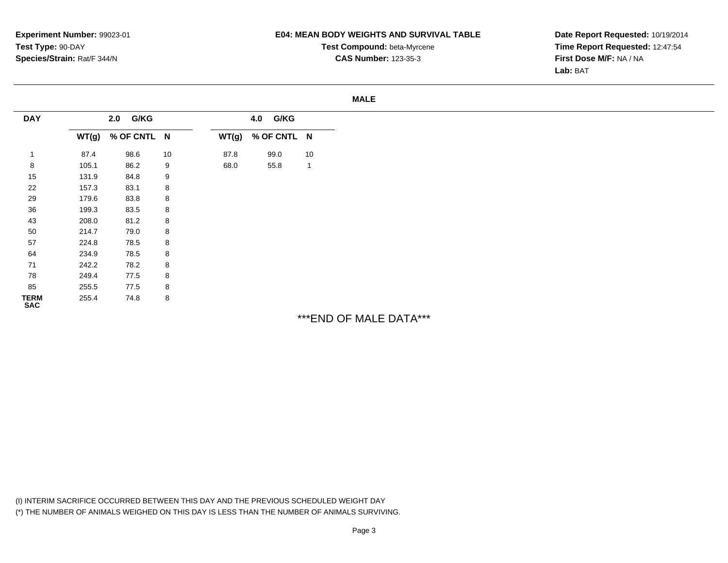**Experiment Number:** 99023-01
**Test Type:** 90-DAY
**Species/Strain:** Rat/F 344/N

**E04: MEAN BODY WEIGHTS AND SURVIVAL TABLE**
**Test Compound:** beta-Myrcene
**CAS Number:** 123-35-3

**Date Report Requested:** 10/19/2014
**Time Report Requested:** 12:47:54
**First Dose M/F:** NA / NA
**Lab:** BAT

**MALE**

| DAY | 2.0 G/KG | | | 4.0 G/KG | | |
|---|---|---|---|---|---|---|
| | WT(g) | % OF CNTL | N | WT(g) | % OF CNTL | N |
| 1 | 87.4 | 98.6 | 10 | 87.8 | 99.0 | 10 |
| 8 | 105.1 | 86.2 | 9 | 68.0 | 55.8 | 1 |
| 15 | 131.9 | 84.8 | 9 | | | |
| 22 | 157.3 | 83.1 | 8 | | | |
| 29 | 179.6 | 83.8 | 8 | | | |
| 36 | 199.3 | 83.5 | 8 | | | |
| 43 | 208.0 | 81.2 | 8 | | | |
| 50 | 214.7 | 79.0 | 8 | | | |
| 57 | 224.8 | 78.5 | 8 | | | |
| 64 | 234.9 | 78.5 | 8 | | | |
| 71 | 242.2 | 78.2 | 8 | | | |
| 78 | 249.4 | 77.5 | 8 | | | |
| 85 | 255.5 | 77.5 | 8 | | | |
| TERM SAC | 255.4 | 74.8 | 8 | | | |

***END OF MALE DATA***

(I) INTERIM SACRIFICE OCCURRED BETWEEN THIS DAY AND THE PREVIOUS SCHEDULED WEIGHT DAY
(*) THE NUMBER OF ANIMALS WEIGHED ON THIS DAY IS LESS THAN THE NUMBER OF ANIMALS SURVIVING.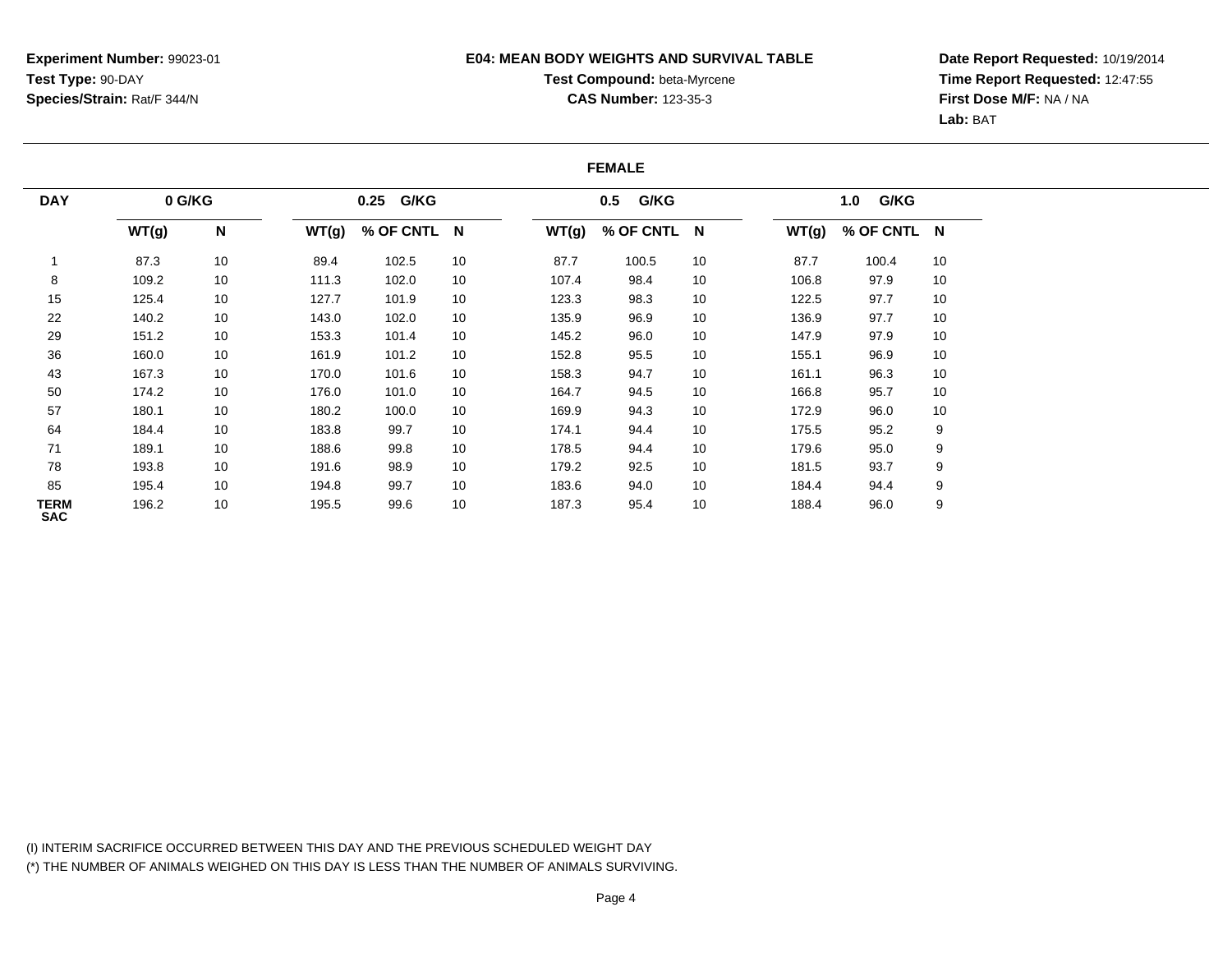**Experiment Number:** 99023-01
**Test Type:** 90-DAY
**Species/Strain:** Rat/F 344/N

**E04: MEAN BODY WEIGHTS AND SURVIVAL TABLE**
**Test Compound:** beta-Myrcene
**CAS Number:** 123-35-3

**Date Report Requested:** 10/19/2014
**Time Report Requested:** 12:47:55
**First Dose M/F:** NA / NA
**Lab:** BAT

**FEMALE**

| DAY | 0 G/KG | | 0.25 G/KG | | | 0.5 G/KG | | | 1.0 G/KG | | |
|---|---|---|---|---|---|---|---|---|---|---|---|
| | WT(g) | N | WT(g) | % OF CNTL | N | WT(g) | % OF CNTL | N | WT(g) | % OF CNTL | N |
| 1 | 87.3 | 10 | 89.4 | 102.5 | 10 | 87.7 | 100.5 | 10 | 87.7 | 100.4 | 10 |
| 8 | 109.2 | 10 | 111.3 | 102.0 | 10 | 107.4 | 98.4 | 10 | 106.8 | 97.9 | 10 |
| 15 | 125.4 | 10 | 127.7 | 101.9 | 10 | 123.3 | 98.3 | 10 | 122.5 | 97.7 | 10 |
| 22 | 140.2 | 10 | 143.0 | 102.0 | 10 | 135.9 | 96.9 | 10 | 136.9 | 97.7 | 10 |
| 29 | 151.2 | 10 | 153.3 | 101.4 | 10 | 145.2 | 96.0 | 10 | 147.9 | 97.9 | 10 |
| 36 | 160.0 | 10 | 161.9 | 101.2 | 10 | 152.8 | 95.5 | 10 | 155.1 | 96.9 | 10 |
| 43 | 167.3 | 10 | 170.0 | 101.6 | 10 | 158.3 | 94.7 | 10 | 161.1 | 96.3 | 10 |
| 50 | 174.2 | 10 | 176.0 | 101.0 | 10 | 164.7 | 94.5 | 10 | 166.8 | 95.7 | 10 |
| 57 | 180.1 | 10 | 180.2 | 100.0 | 10 | 169.9 | 94.3 | 10 | 172.9 | 96.0 | 10 |
| 64 | 184.4 | 10 | 183.8 | 99.7 | 10 | 174.1 | 94.4 | 10 | 175.5 | 95.2 | 9 |
| 71 | 189.1 | 10 | 188.6 | 99.8 | 10 | 178.5 | 94.4 | 10 | 179.6 | 95.0 | 9 |
| 78 | 193.8 | 10 | 191.6 | 98.9 | 10 | 179.2 | 92.5 | 10 | 181.5 | 93.7 | 9 |
| 85 | 195.4 | 10 | 194.8 | 99.7 | 10 | 183.6 | 94.0 | 10 | 184.4 | 94.4 | 9 |
| TERM SAC | 196.2 | 10 | 195.5 | 99.6 | 10 | 187.3 | 95.4 | 10 | 188.4 | 96.0 | 9 |

(I) INTERIM SACRIFICE OCCURRED BETWEEN THIS DAY AND THE PREVIOUS SCHEDULED WEIGHT DAY
(*) THE NUMBER OF ANIMALS WEIGHED ON THIS DAY IS LESS THAN THE NUMBER OF ANIMALS SURVIVING.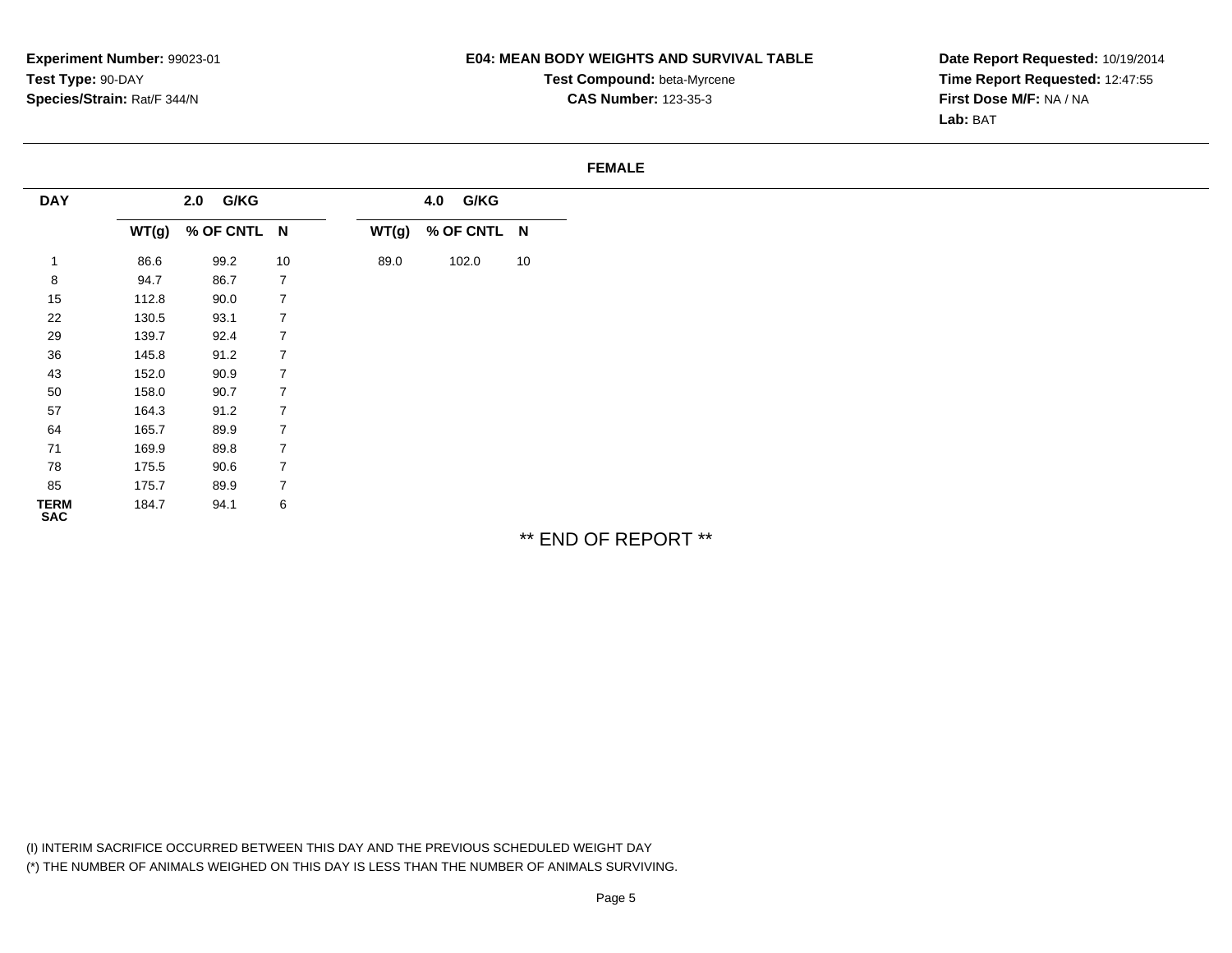**Experiment Number:** 99023-01
**Test Type:** 90-DAY
**Species/Strain:** Rat/F 344/N

**E04: MEAN BODY WEIGHTS AND SURVIVAL TABLE**
**Test Compound:** beta-Myrcene
**CAS Number:** 123-35-3

**Date Report Requested:** 10/19/2014
**Time Report Requested:** 12:47:55
**First Dose M/F:** NA / NA
**Lab:** BAT

**FEMALE**

| DAY | 2.0 G/KG | | | 4.0 G/KG | | |
|---|---|---|---|---|---|---|
| | WT(g) | % OF CNTL | N | WT(g) | % OF CNTL | N |
| 1 | 86.6 | 99.2 | 10 | 89.0 | 102.0 | 10 |
| 8 | 94.7 | 86.7 | 7 | | | |
| 15 | 112.8 | 90.0 | 7 | | | |
| 22 | 130.5 | 93.1 | 7 | | | |
| 29 | 139.7 | 92.4 | 7 | | | |
| 36 | 145.8 | 91.2 | 7 | | | |
| 43 | 152.0 | 90.9 | 7 | | | |
| 50 | 158.0 | 90.7 | 7 | | | |
| 57 | 164.3 | 91.2 | 7 | | | |
| 64 | 165.7 | 89.9 | 7 | | | |
| 71 | 169.9 | 89.8 | 7 | | | |
| 78 | 175.5 | 90.6 | 7 | | | |
| 85 | 175.7 | 89.9 | 7 | | | |
| TERM SAC | 184.7 | 94.1 | 6 | | | |

** END OF REPORT **

(I) INTERIM SACRIFICE OCCURRED BETWEEN THIS DAY AND THE PREVIOUS SCHEDULED WEIGHT DAY
(*) THE NUMBER OF ANIMALS WEIGHED ON THIS DAY IS LESS THAN THE NUMBER OF ANIMALS SURVIVING.